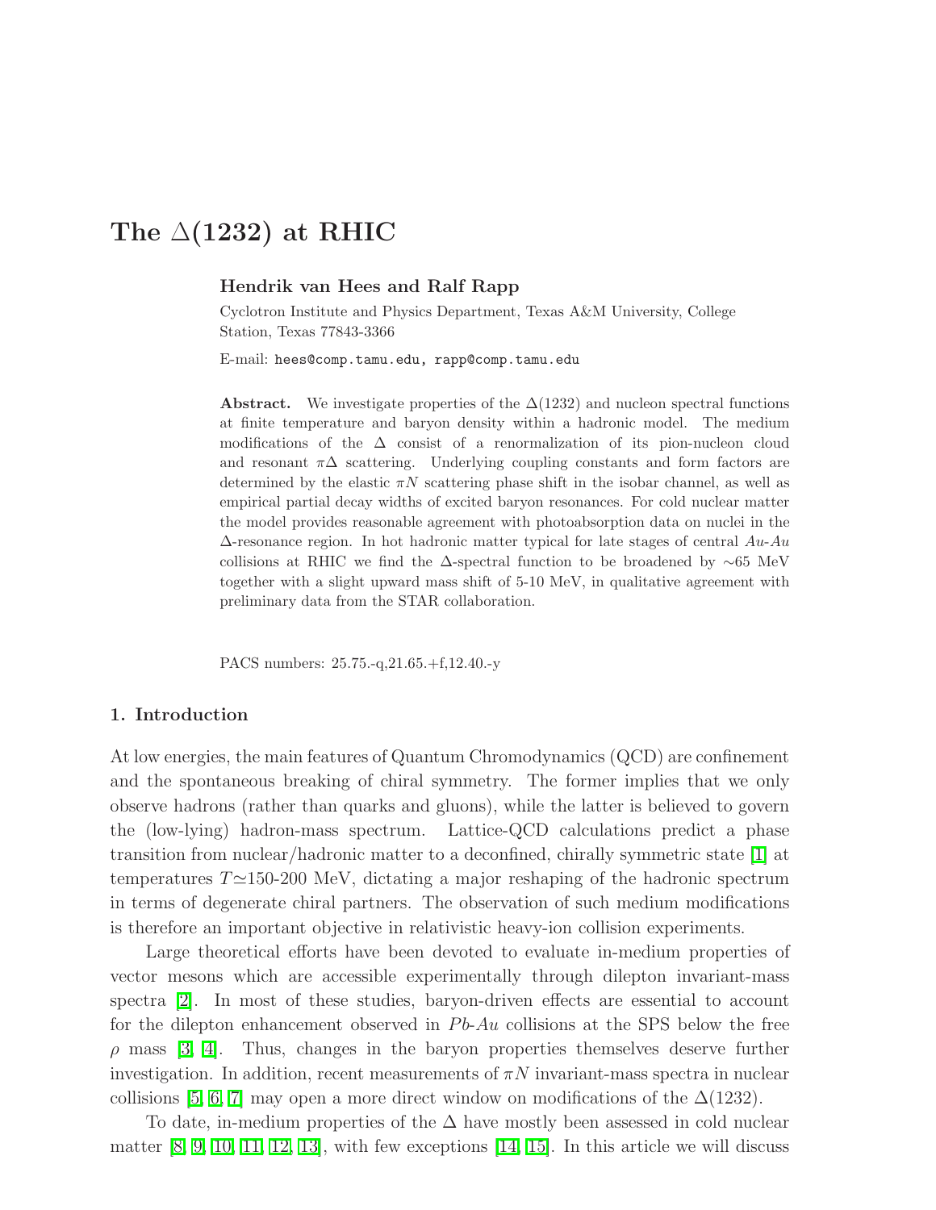# The $\Delta(1232)$ at RHIC

**Hendrik van Hees and Ralf Rapp**

Cyclotron Institute and Physics Department, Texas A&M University, College Station, Texas 77843-3366

E-mail: hees@comp.tamu.edu, rapp@comp.tamu.edu

**Abstract.** We investigate properties of the $\Delta(1232)$ and nucleon spectral functions at finite temperature and baryon density within a hadronic model. The medium modifications of the $\Delta$ consist of a renormalization of its pion-nucleon cloud and resonant $\pi\Delta$ scattering. Underlying coupling constants and form factors are determined by the elastic $\pi N$ scattering phase shift in the isobar channel, as well as empirical partial decay widths of excited baryon resonances. For cold nuclear matter the model provides reasonable agreement with photoabsorption data on nuclei in the $\Delta$-resonance region. In hot hadronic matter typical for late stages of central *Au-Au* collisions at RHIC we find the $\Delta$-spectral function to be broadened by $\sim$65 MeV together with a slight upward mass shift of 5-10 MeV, in qualitative agreement with preliminary data from the STAR collaboration.

PACS numbers: 25.75.-q,21.65.+f,12.40.-y

## 1. Introduction

At low energies, the main features of Quantum Chromodynamics (QCD) are confinement and the spontaneous breaking of chiral symmetry. The former implies that we only observe hadrons (rather than quarks and gluons), while the latter is believed to govern the (low-lying) hadron-mass spectrum. Lattice-QCD calculations predict a phase transition from nuclear/hadronic matter to a deconfined, chirally symmetric state [1] at temperatures $T \simeq$150-200 MeV, dictating a major reshaping of the hadronic spectrum in terms of degenerate chiral partners. The observation of such medium modifications is therefore an important objective in relativistic heavy-ion collision experiments.

Large theoretical efforts have been devoted to evaluate in-medium properties of vector mesons which are accessible experimentally through dilepton invariant-mass spectra [2]. In most of these studies, baryon-driven effects are essential to account for the dilepton enhancement observed in *Pb-Au* collisions at the SPS below the free $\rho$ mass [3, 4]. Thus, changes in the baryon properties themselves deserve further investigation. In addition, recent measurements of $\pi N$ invariant-mass spectra in nuclear collisions [5, 6, 7] may open a more direct window on modifications of the $\Delta(1232)$.

To date, in-medium properties of the $\Delta$ have mostly been assessed in cold nuclear matter [8, 9, 10, 11, 12, 13], with few exceptions [14, 15]. In this article we will discuss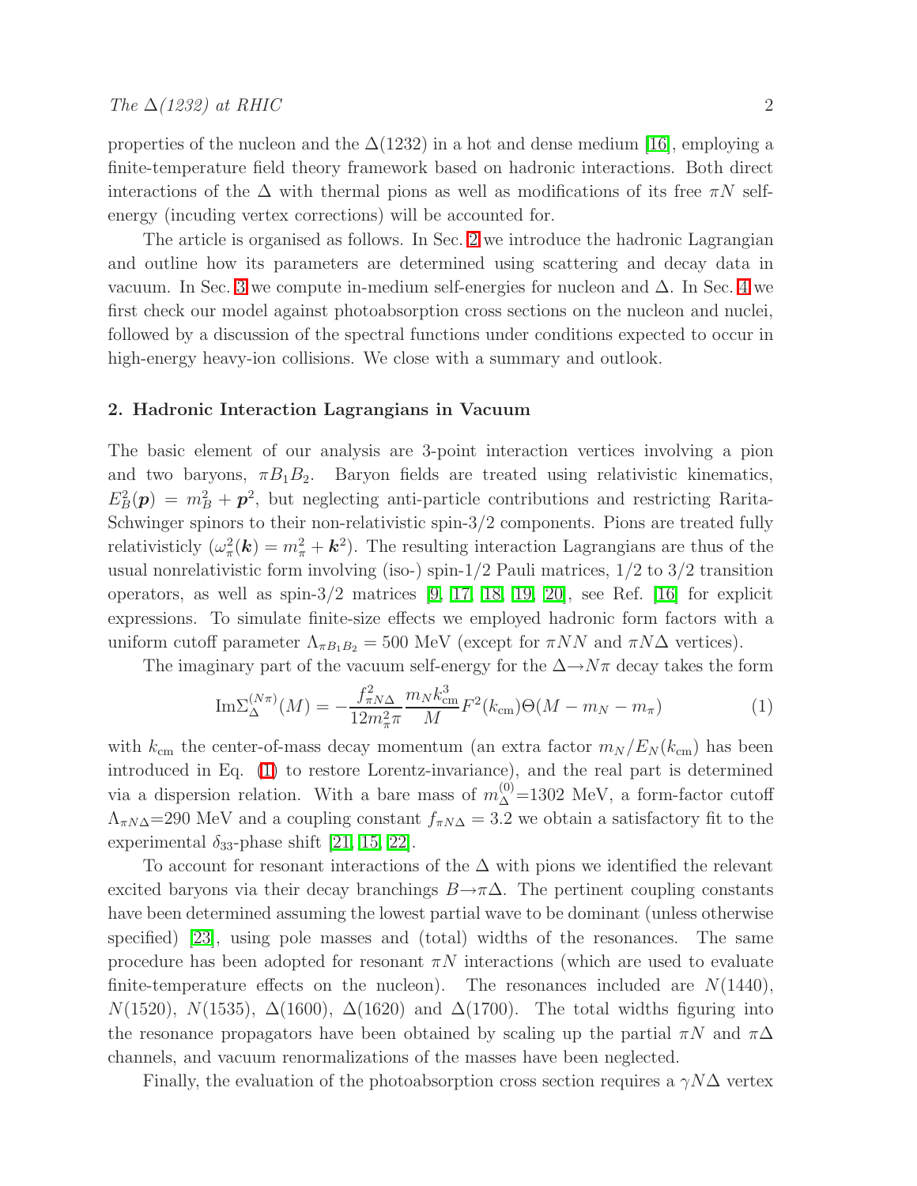properties of the nucleon and the $\Delta(1232)$ in a hot and dense medium [16], employing a finite-temperature field theory framework based on hadronic interactions. Both direct interactions of the $\Delta$ with thermal pions as well as modifications of its free $\pi N$ self-energy (incuding vertex corrections) will be accounted for.

The article is organised as follows. In Sec. 2 we introduce the hadronic Lagrangian and outline how its parameters are determined using scattering and decay data in vacuum. In Sec. 3 we compute in-medium self-energies for nucleon and $\Delta$. In Sec. 4 we first check our model against photoabsorption cross sections on the nucleon and nuclei, followed by a discussion of the spectral functions under conditions expected to occur in high-energy heavy-ion collisions. We close with a summary and outlook.

## 2. Hadronic Interaction Lagrangians in Vacuum

The basic element of our analysis are 3-point interaction vertices involving a pion and two baryons, $\pi B_1 B_2$. Baryon fields are treated using relativistic kinematics, $E_B^2(\boldsymbol{p}) = m_B^2 + \boldsymbol{p}^2$, but neglecting anti-particle contributions and restricting Rarita-Schwinger spinors to their non-relativistic spin-3/2 components. Pions are treated fully relativisticly ($\omega_\pi^2(\boldsymbol{k}) = m_\pi^2 + \boldsymbol{k}^2$). The resulting interaction Lagrangians are thus of the usual nonrelativistic form involving (iso-) spin-1/2 Pauli matrices, 1/2 to 3/2 transition operators, as well as spin-3/2 matrices [9, 17, 18, 19, 20], see Ref. [16] for explicit expressions. To simulate finite-size effects we employed hadronic form factors with a uniform cutoff parameter $\Lambda_{\pi B_1 B_2} = 500$ MeV (except for $\pi NN$ and $\pi N\Delta$ vertices).

The imaginary part of the vacuum self-energy for the $\Delta \to N\pi$ decay takes the form

$$\mathrm{Im}\Sigma_\Delta^{(N\pi)}(M) = -\frac{f_{\pi N\Delta}^2}{12 m_\pi^2 \pi} \frac{m_N k_{\mathrm{cm}}^3}{M} F^2(k_{\mathrm{cm}}) \Theta(M - m_N - m_\pi) \tag{1}$$

with $k_{\mathrm{cm}}$ the center-of-mass decay momentum (an extra factor $m_N/E_N(k_{\mathrm{cm}})$ has been introduced in Eq. (1) to restore Lorentz-invariance), and the real part is determined via a dispersion relation. With a bare mass of $m_\Delta^{(0)}$=1302 MeV, a form-factor cutoff $\Lambda_{\pi N\Delta}$=290 MeV and a coupling constant $f_{\pi N\Delta} = 3.2$ we obtain a satisfactory fit to the experimental $\delta_{33}$-phase shift [21, 15, 22].

To account for resonant interactions of the $\Delta$ with pions we identified the relevant excited baryons via their decay branchings $B \to \pi\Delta$. The pertinent coupling constants have been determined assuming the lowest partial wave to be dominant (unless otherwise specified) [23], using pole masses and (total) widths of the resonances. The same procedure has been adopted for resonant $\pi N$ interactions (which are used to evaluate finite-temperature effects on the nucleon). The resonances included are $N(1440)$, $N(1520)$, $N(1535)$, $\Delta(1600)$, $\Delta(1620)$ and $\Delta(1700)$. The total widths figuring into the resonance propagators have been obtained by scaling up the partial $\pi N$ and $\pi\Delta$ channels, and vacuum renormalizations of the masses have been neglected.

Finally, the evaluation of the photoabsorption cross section requires a $\gamma N\Delta$ vertex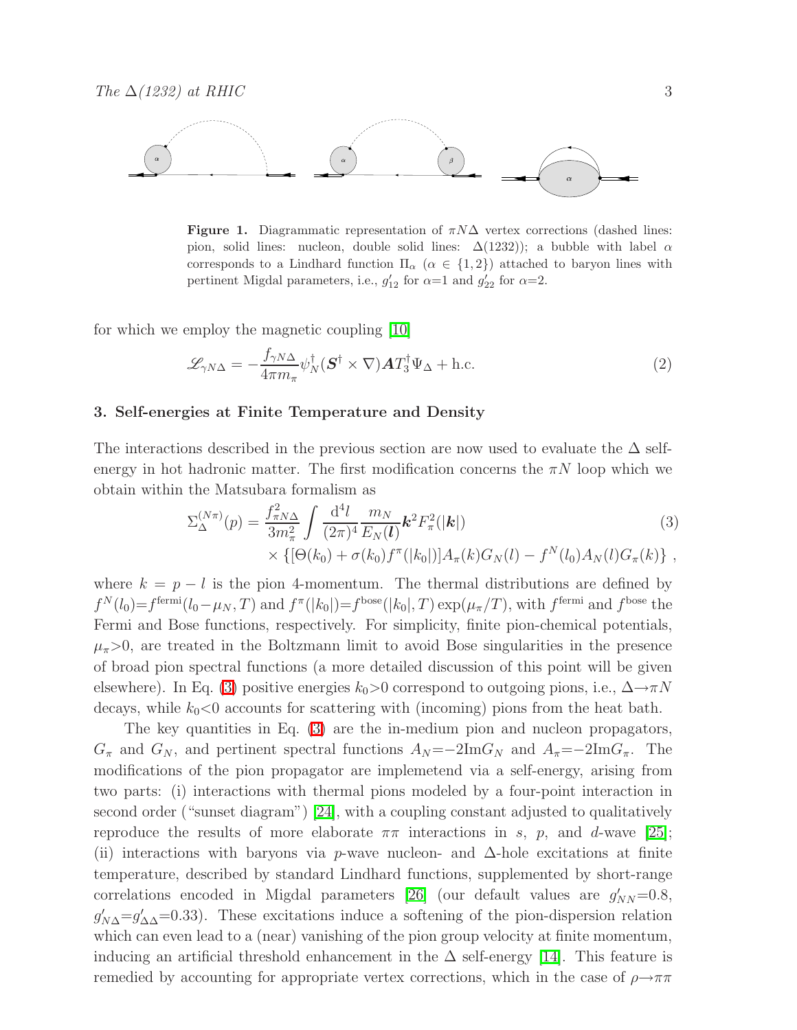**Figure 1.** Diagrammatic representation of $\pi N\Delta$ vertex corrections (dashed lines: pion, solid lines: nucleon, double solid lines: $\Delta(1232)$); a bubble with label $\alpha$ corresponds to a Lindhard function $\Pi_\alpha$ ($\alpha \in \{1,2\}$) attached to baryon lines with pertinent Migdal parameters, i.e., $g'_{12}$ for $\alpha$=1 and $g'_{22}$ for $\alpha$=2.

for which we employ the magnetic coupling [10]

$$\mathscr{L}_{\gamma N\Delta} = -\frac{f_{\gamma N\Delta}}{4\pi m_\pi}\psi_N^\dagger(\boldsymbol{S}^\dagger \times \nabla)\boldsymbol{A}T_3^\dagger\Psi_\Delta + \text{h.c.} \tag{2}$$

## 3. Self-energies at Finite Temperature and Density

The interactions described in the previous section are now used to evaluate the $\Delta$ self-energy in hot hadronic matter. The first modification concerns the $\pi N$ loop which we obtain within the Matsubara formalism as

$$\Sigma_\Delta^{(N\pi)}(p) = \frac{f_{\pi N\Delta}^2}{3m_\pi^2}\int\frac{\mathrm{d}^4 l}{(2\pi)^4}\frac{m_N}{E_N(\boldsymbol{l})}\boldsymbol{k}^2 F_\pi^2(|\boldsymbol{k}|) \times \left\{[\Theta(k_0)+\sigma(k_0)f^\pi(|k_0|)]A_\pi(k)G_N(l) - f^N(l_0)A_N(l)G_\pi(k)\right\}, \tag{3}$$

where $k = p - l$ is the pion 4-momentum. The thermal distributions are defined by $f^N(l_0)=f^{\text{fermi}}(l_0-\mu_N,T)$ and $f^\pi(|k_0|)=f^{\text{bose}}(|k_0|,T)\exp(\mu_\pi/T)$, with $f^{\text{fermi}}$ and $f^{\text{bose}}$ the Fermi and Bose functions, respectively. For simplicity, finite pion-chemical potentials, $\mu_\pi$>0, are treated in the Boltzmann limit to avoid Bose singularities in the presence of broad pion spectral functions (a more detailed discussion of this point will be given elsewhere). In Eq. (3) positive energies $k_0$>0 correspond to outgoing pions, i.e., $\Delta\to\pi N$ decays, while $k_0$<0 accounts for scattering with (incoming) pions from the heat bath.

The key quantities in Eq. (3) are the in-medium pion and nucleon propagators, $G_\pi$ and $G_N$, and pertinent spectral functions $A_N$=$-2\text{Im}G_N$ and $A_\pi$=$-2\text{Im}G_\pi$. The modifications of the pion propagator are implemetend via a self-energy, arising from two parts: (i) interactions with thermal pions modeled by a four-point interaction in second order ("sunset diagram") [24], with a coupling constant adjusted to qualitatively reproduce the results of more elaborate $\pi\pi$ interactions in $s$, $p$, and $d$-wave [25]; (ii) interactions with baryons via $p$-wave nucleon- and $\Delta$-hole excitations at finite temperature, described by standard Lindhard functions, supplemented by short-range correlations encoded in Migdal parameters [26] (our default values are $g'_{NN}$=0.8, $g'_{N\Delta}$=$g'_{\Delta\Delta}$=0.33). These excitations induce a softening of the pion-dispersion relation which can even lead to a (near) vanishing of the pion group velocity at finite momentum, inducing an artificial threshold enhancement in the $\Delta$ self-energy [14]. This feature is remedied by accounting for appropriate vertex corrections, which in the case of $\rho\to\pi\pi$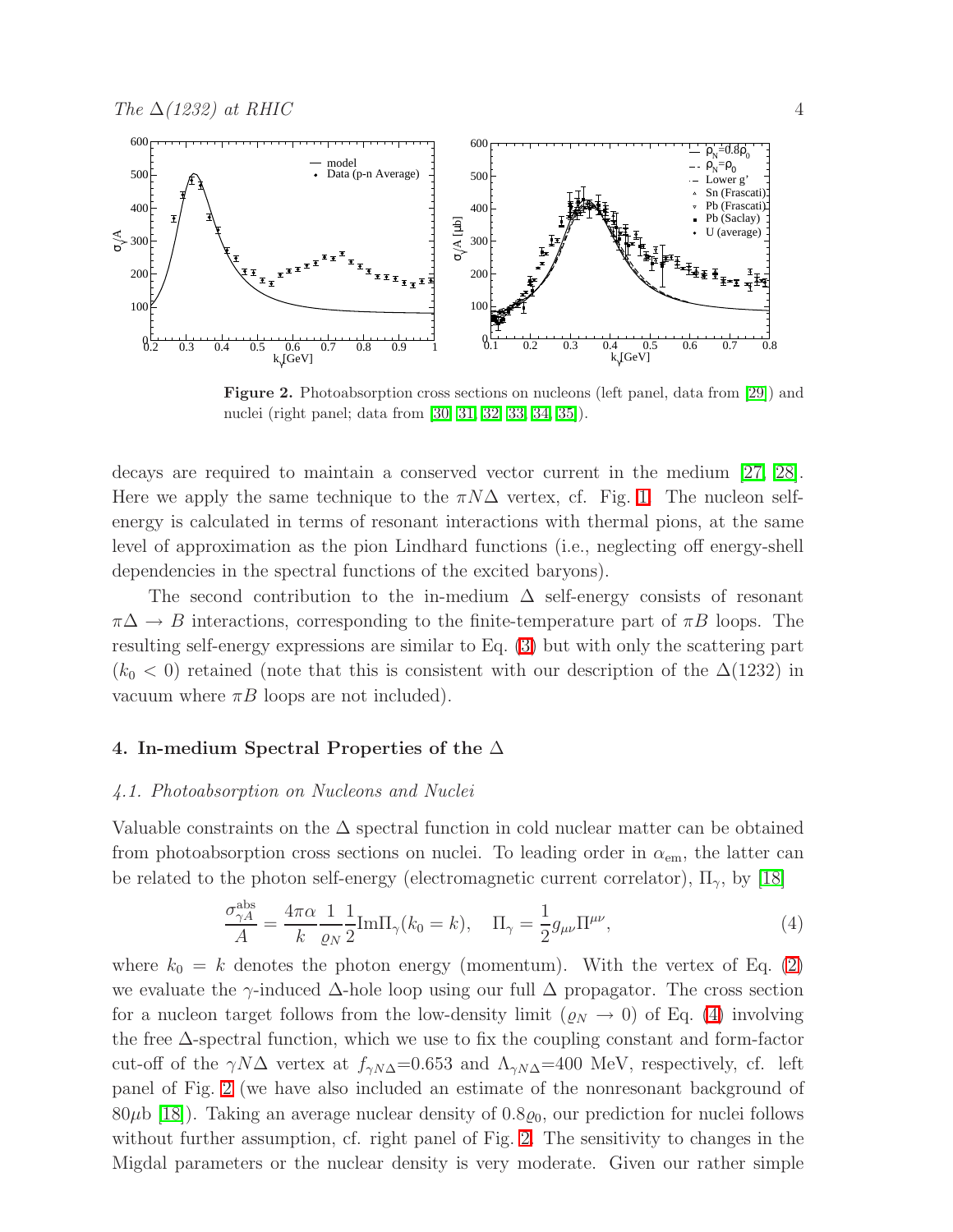Figure 2. Photoabsorption cross sections on nucleons (left panel, data from [29]) and nuclei (right panel; data from [30, 31, 32, 33, 34, 35]).

decays are required to maintain a conserved vector current in the medium [27, 28]. Here we apply the same technique to the $\pi N\Delta$ vertex, cf. Fig. 1. The nucleon self-energy is calculated in terms of resonant interactions with thermal pions, at the same level of approximation as the pion Lindhard functions (i.e., neglecting off energy-shell dependencies in the spectral functions of the excited baryons).

The second contribution to the in-medium $\Delta$ self-energy consists of resonant $\pi\Delta \to B$ interactions, corresponding to the finite-temperature part of $\pi B$ loops. The resulting self-energy expressions are similar to Eq. (3) but with only the scattering part ($k_0 < 0$) retained (note that this is consistent with our description of the $\Delta(1232)$ in vacuum where $\pi B$ loops are not included).

## 4. In-medium Spectral Properties of the $\Delta$

### 4.1. Photoabsorption on Nucleons and Nuclei

Valuable constraints on the $\Delta$ spectral function in cold nuclear matter can be obtained from photoabsorption cross sections on nuclei. To leading order in $\alpha_{\rm em}$, the latter can be related to the photon self-energy (electromagnetic current correlator), $\Pi_\gamma$, by [18]

$$\frac{\sigma_{\gamma A}^{\rm abs}}{A} = \frac{4\pi\alpha}{k}\frac{1}{\varrho_N}\frac{1}{2}{\rm Im}\Pi_\gamma(k_0 = k), \quad \Pi_\gamma = \frac{1}{2}g_{\mu\nu}\Pi^{\mu\nu}, \tag{4}$$

where $k_0 = k$ denotes the photon energy (momentum). With the vertex of Eq. (2) we evaluate the $\gamma$-induced $\Delta$-hole loop using our full $\Delta$ propagator. The cross section for a nucleon target follows from the low-density limit ($\varrho_N \to 0$) of Eq. (4) involving the free $\Delta$-spectral function, which we use to fix the coupling constant and form-factor cut-off of the $\gamma N\Delta$ vertex at $f_{\gamma N\Delta}$=0.653 and $\Lambda_{\gamma N\Delta}$=400 MeV, respectively, cf. left panel of Fig. 2 (we have also included an estimate of the nonresonant background of 80$\mu$b [18]). Taking an average nuclear density of $0.8\varrho_0$, our prediction for nuclei follows without further assumption, cf. right panel of Fig. 2. The sensitivity to changes in the Migdal parameters or the nuclear density is very moderate. Given our rather simple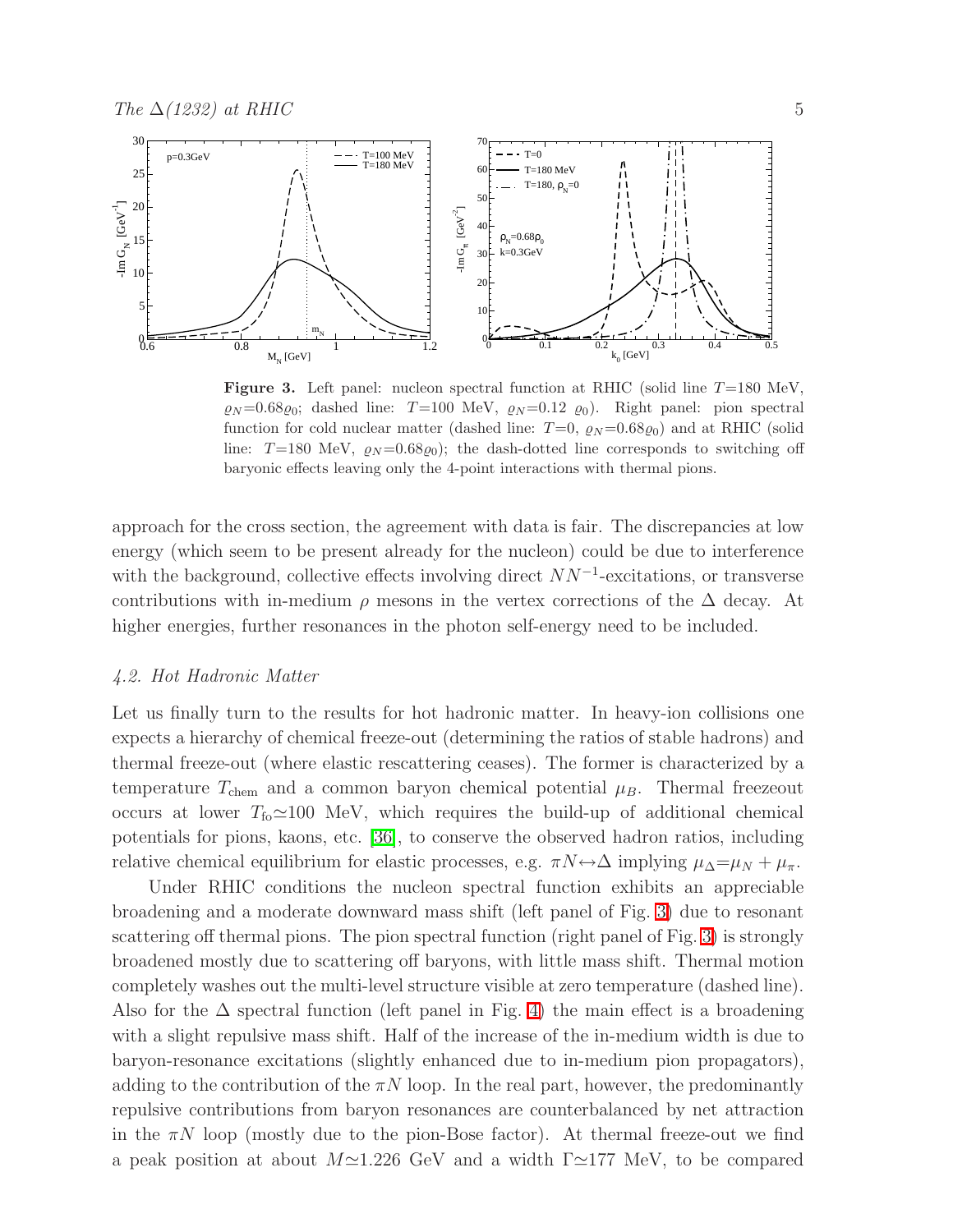**Figure 3.** Left panel: nucleon spectral function at RHIC (solid line $T$=180 MeV, $\varrho_N$=0.68$\varrho_0$; dashed line: $T$=100 MeV, $\varrho_N$=0.12 $\varrho_0$). Right panel: pion spectral function for cold nuclear matter (dashed line: $T$=0, $\varrho_N$=0.68$\varrho_0$) and at RHIC (solid line: $T$=180 MeV, $\varrho_N$=0.68$\varrho_0$); the dash-dotted line corresponds to switching off baryonic effects leaving only the 4-point interactions with thermal pions.

approach for the cross section, the agreement with data is fair. The discrepancies at low energy (which seem to be present already for the nucleon) could be due to interference with the background, collective effects involving direct $NN^{-1}$-excitations, or transverse contributions with in-medium $\rho$ mesons in the vertex corrections of the $\Delta$ decay. At higher energies, further resonances in the photon self-energy need to be included.

### *4.2. Hot Hadronic Matter*

Let us finally turn to the results for hot hadronic matter. In heavy-ion collisions one expects a hierarchy of chemical freeze-out (determining the ratios of stable hadrons) and thermal freeze-out (where elastic rescattering ceases). The former is characterized by a temperature $T_{\rm chem}$ and a common baryon chemical potential $\mu_B$. Thermal freezeout occurs at lower $T_{\rm fo}\simeq$100 MeV, which requires the build-up of additional chemical potentials for pions, kaons, etc. [36], to conserve the observed hadron ratios, including relative chemical equilibrium for elastic processes, e.g. $\pi N\leftrightarrow\Delta$ implying $\mu_\Delta$=$\mu_N + \mu_\pi$.

Under RHIC conditions the nucleon spectral function exhibits an appreciable broadening and a moderate downward mass shift (left panel of Fig. 3) due to resonant scattering off thermal pions. The pion spectral function (right panel of Fig. 3) is strongly broadened mostly due to scattering off baryons, with little mass shift. Thermal motion completely washes out the multi-level structure visible at zero temperature (dashed line). Also for the $\Delta$ spectral function (left panel in Fig. 4) the main effect is a broadening with a slight repulsive mass shift. Half of the increase of the in-medium width is due to baryon-resonance excitations (slightly enhanced due to in-medium pion propagators), adding to the contribution of the $\pi N$ loop. In the real part, however, the predominantly repulsive contributions from baryon resonances are counterbalanced by net attraction in the $\pi N$ loop (mostly due to the pion-Bose factor). At thermal freeze-out we find a peak position at about $M\simeq$1.226 GeV and a width $\Gamma\simeq$177 MeV, to be compared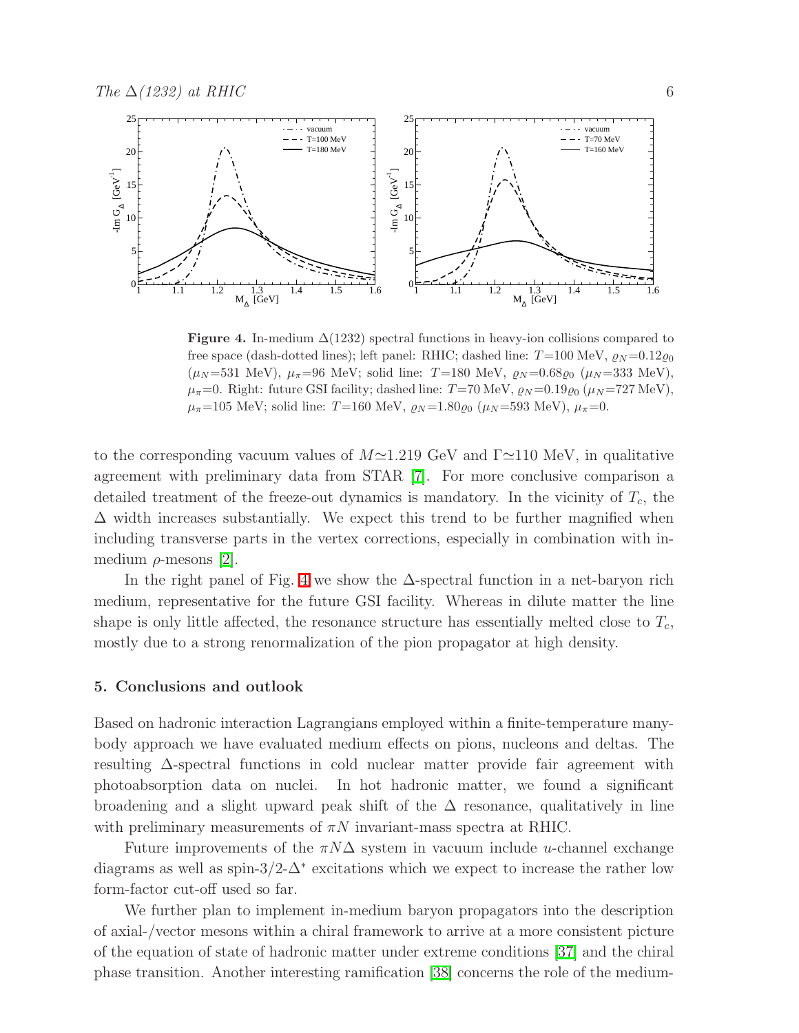**Figure 4.** In-medium $\Delta(1232)$ spectral functions in heavy-ion collisions compared to free space (dash-dotted lines); left panel: RHIC; dashed line: $T$=100 MeV, $\varrho_N$=0.12$\varrho_0$ ($\mu_N$=531 MeV), $\mu_\pi$=96 MeV; solid line: $T$=180 MeV, $\varrho_N$=0.68$\varrho_0$ ($\mu_N$=333 MeV), $\mu_\pi$=0. Right: future GSI facility; dashed line: $T$=70 MeV, $\varrho_N$=0.19$\varrho_0$ ($\mu_N$=727 MeV), $\mu_\pi$=105 MeV; solid line: $T$=160 MeV, $\varrho_N$=1.80$\varrho_0$ ($\mu_N$=593 MeV), $\mu_\pi$=0.

to the corresponding vacuum values of $M\simeq$1.219 GeV and $\Gamma\simeq$110 MeV, in qualitative agreement with preliminary data from STAR [7]. For more conclusive comparison a detailed treatment of the freeze-out dynamics is mandatory. In the vicinity of $T_c$, the $\Delta$ width increases substantially. We expect this trend to be further magnified when including transverse parts in the vertex corrections, especially in combination with in-medium $\rho$-mesons [2].

In the right panel of Fig. 4 we show the $\Delta$-spectral function in a net-baryon rich medium, representative for the future GSI facility. Whereas in dilute matter the line shape is only little affected, the resonance structure has essentially melted close to $T_c$, mostly due to a strong renormalization of the pion propagator at high density.

## 5. Conclusions and outlook

Based on hadronic interaction Lagrangians employed within a finite-temperature many-body approach we have evaluated medium effects on pions, nucleons and deltas. The resulting $\Delta$-spectral functions in cold nuclear matter provide fair agreement with photoabsorption data on nuclei. In hot hadronic matter, we found a significant broadening and a slight upward peak shift of the $\Delta$ resonance, qualitatively in line with preliminary measurements of $\pi N$ invariant-mass spectra at RHIC.

Future improvements of the $\pi N \Delta$ system in vacuum include $u$-channel exchange diagrams as well as spin-3/2-$\Delta^*$ excitations which we expect to increase the rather low form-factor cut-off used so far.

We further plan to implement in-medium baryon propagators into the description of axial-/vector mesons within a chiral framework to arrive at a more consistent picture of the equation of state of hadronic matter under extreme conditions [37] and the chiral phase transition. Another interesting ramification [38] concerns the role of the medium-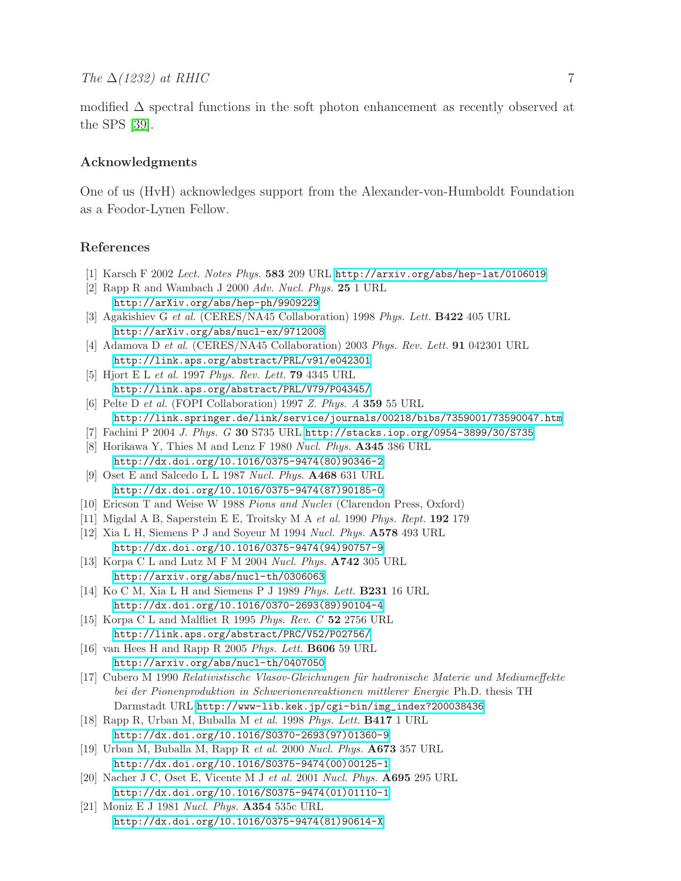modified $\Delta$ spectral functions in the soft photon enhancement as recently observed at the SPS [39].

## Acknowledgments

One of us (HvH) acknowledges support from the Alexander-von-Humboldt Foundation as a Feodor-Lynen Fellow.

## References

[1] Karsch F 2002 *Lect. Notes Phys.* **583** 209 URL http://arxiv.org/abs/hep-lat/0106019

[2] Rapp R and Wambach J 2000 *Adv. Nucl. Phys.* **25** 1 URL http://arXiv.org/abs/hep-ph/9909229

[3] Agakishiev G *et al.* (CERES/NA45 Collaboration) 1998 *Phys. Lett.* **B422** 405 URL http://arXiv.org/abs/nucl-ex/9712008

[4] Adamova D *et al.* (CERES/NA45 Collaboration) 2003 *Phys. Rev. Lett.* **91** 042301 URL http://link.aps.org/abstract/PRL/v91/e042301

[5] Hjort E L *et al.* 1997 *Phys. Rev. Lett.* **79** 4345 URL http://link.aps.org/abstract/PRL/V79/P04345/

[6] Pelte D *et al.* (FOPI Collaboration) 1997 *Z. Phys. A* **359** 55 URL http://link.springer.de/link/service/journals/00218/bibs/7359001/73590047.htm

[7] Fachini P 2004 *J. Phys. G* **30** S735 URL http://stacks.iop.org/0954-3899/30/S735

[8] Horikawa Y, Thies M and Lenz F 1980 *Nucl. Phys.* **A345** 386 URL http://dx.doi.org/10.1016/0375-9474(80)90346-2

[9] Oset E and Salcedo L L 1987 *Nucl. Phys.* **A468** 631 URL http://dx.doi.org/10.1016/0375-9474(87)90185-0

[10] Ericson T and Weise W 1988 *Pions and Nuclei* (Clarendon Press, Oxford)

[11] Migdal A B, Saperstein E E, Troitsky M A *et al.* 1990 *Phys. Rept.* **192** 179

[12] Xia L H, Siemens P J and Soyeur M 1994 *Nucl. Phys.* **A578** 493 URL http://dx.doi.org/10.1016/0375-9474(94)90757-9

[13] Korpa C L and Lutz M F M 2004 *Nucl. Phys.* **A742** 305 URL http://arxiv.org/abs/nucl-th/0306063

[14] Ko C M, Xia L H and Siemens P J 1989 *Phys. Lett.* **B231** 16 URL http://dx.doi.org/10.1016/0370-2693(89)90104-4

[15] Korpa C L and Malfliet R 1995 *Phys. Rev. C* **52** 2756 URL http://link.aps.org/abstract/PRC/V52/P02756/

[16] van Hees H and Rapp R 2005 *Phys. Lett.* **B606** 59 URL http://arxiv.org/abs/nucl-th/0407050

[17] Cubero M 1990 *Relativistische Vlasov-Gleichungen für hadronische Materie und Mediumeffekte bei der Pionenproduktion in Schwerionenreaktionen mittlerer Energie* Ph.D. thesis TH Darmstadt URL http://www-lib.kek.jp/cgi-bin/img_index?200038436

[18] Rapp R, Urban M, Buballa M *et al.* 1998 *Phys. Lett.* **B417** 1 URL http://dx.doi.org/10.1016/S0370-2693(97)01360-9

[19] Urban M, Buballa M, Rapp R *et al.* 2000 *Nucl. Phys.* **A673** 357 URL http://dx.doi.org/10.1016/S0375-9474(00)00125-1

[20] Nacher J C, Oset E, Vicente M J *et al.* 2001 *Nucl. Phys.* **A695** 295 URL http://dx.doi.org/10.1016/S0375-9474(01)01110-1

[21] Moniz E J 1981 *Nucl. Phys.* **A354** 535c URL http://dx.doi.org/10.1016/0375-9474(81)90614-X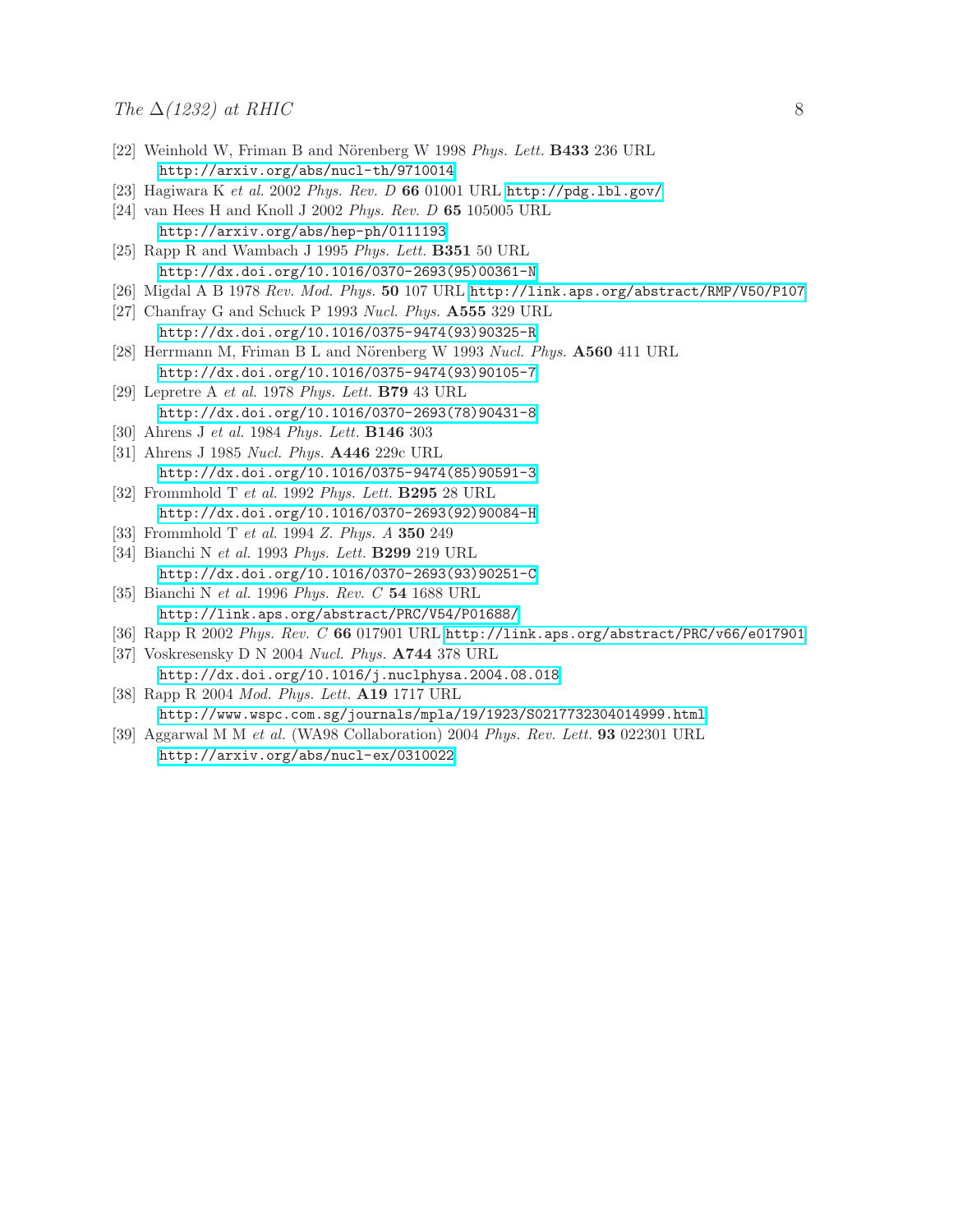[22] Weinhold W, Friman B and Nörenberg W 1998 *Phys. Lett.* **B433** 236 URL http://arxiv.org/abs/nucl-th/9710014

[23] Hagiwara K *et al.* 2002 *Phys. Rev. D* **66** 01001 URL http://pdg.lbl.gov/

[24] van Hees H and Knoll J 2002 *Phys. Rev. D* **65** 105005 URL http://arxiv.org/abs/hep-ph/0111193

[25] Rapp R and Wambach J 1995 *Phys. Lett.* **B351** 50 URL http://dx.doi.org/10.1016/0370-2693(95)00361-N

[26] Migdal A B 1978 *Rev. Mod. Phys.* **50** 107 URL http://link.aps.org/abstract/RMP/V50/P107

[27] Chanfray G and Schuck P 1993 *Nucl. Phys.* **A555** 329 URL http://dx.doi.org/10.1016/0375-9474(93)90325-R

[28] Herrmann M, Friman B L and Nörenberg W 1993 *Nucl. Phys.* **A560** 411 URL http://dx.doi.org/10.1016/0375-9474(93)90105-7

[29] Lepretre A *et al.* 1978 *Phys. Lett.* **B79** 43 URL http://dx.doi.org/10.1016/0370-2693(78)90431-8

[30] Ahrens J *et al.* 1984 *Phys. Lett.* **B146** 303

[31] Ahrens J 1985 *Nucl. Phys.* **A446** 229c URL http://dx.doi.org/10.1016/0375-9474(85)90591-3

[32] Frommhold T *et al.* 1992 *Phys. Lett.* **B295** 28 URL http://dx.doi.org/10.1016/0370-2693(92)90084-H

[33] Frommhold T *et al.* 1994 *Z. Phys. A* **350** 249

[34] Bianchi N *et al.* 1993 *Phys. Lett.* **B299** 219 URL http://dx.doi.org/10.1016/0370-2693(93)90251-C

[35] Bianchi N *et al.* 1996 *Phys. Rev. C* **54** 1688 URL http://link.aps.org/abstract/PRC/V54/P01688/

[36] Rapp R 2002 *Phys. Rev. C* **66** 017901 URL http://link.aps.org/abstract/PRC/v66/e017901

[37] Voskresensky D N 2004 *Nucl. Phys.* **A744** 378 URL http://dx.doi.org/10.1016/j.nuclphysa.2004.08.018

[38] Rapp R 2004 *Mod. Phys. Lett.* **A19** 1717 URL http://www.wspc.com.sg/journals/mpla/19/1923/S0217732304014999.html

[39] Aggarwal M M *et al.* (WA98 Collaboration) 2004 *Phys. Rev. Lett.* **93** 022301 URL http://arxiv.org/abs/nucl-ex/0310022